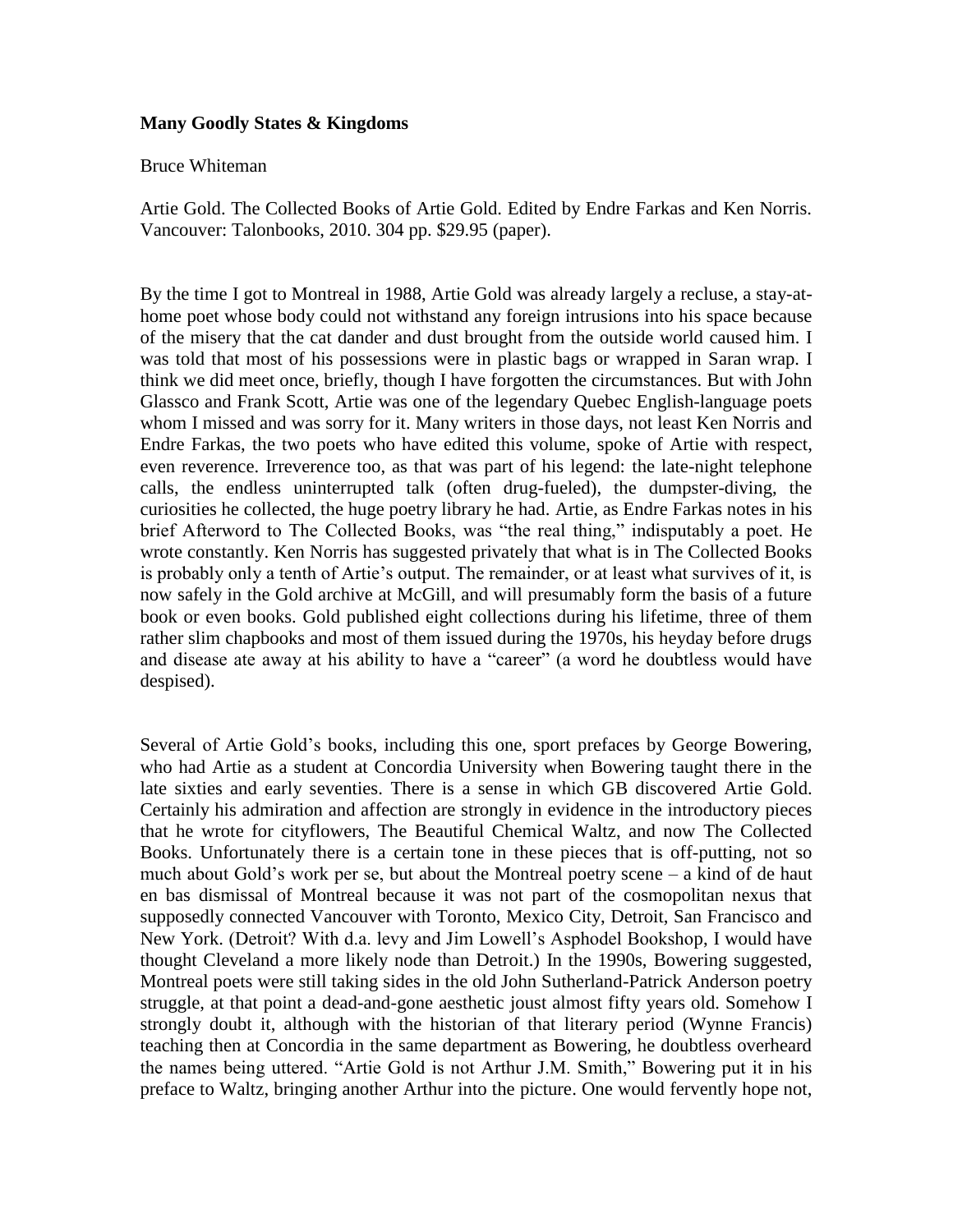**Many Goodly States & Kingdoms**

Bruce Whiteman

Artie Gold. The Collected Books of Artie Gold. Edited by Endre Farkas and Ken Norris. Vancouver: Talonbooks, 2010. 304 pp. $29.95 (paper).

By the time I got to Montreal in 1988, Artie Gold was already largely a recluse, a stay-at-home poet whose body could not withstand any foreign intrusions into his space because of the misery that the cat dander and dust brought from the outside world caused him. I was told that most of his possessions were in plastic bags or wrapped in Saran wrap. I think we did meet once, briefly, though I have forgotten the circumstances. But with John Glassco and Frank Scott, Artie was one of the legendary Quebec English-language poets whom I missed and was sorry for it. Many writers in those days, not least Ken Norris and Endre Farkas, the two poets who have edited this volume, spoke of Artie with respect, even reverence. Irreverence too, as that was part of his legend: the late-night telephone calls, the endless uninterrupted talk (often drug-fueled), the dumpster-diving, the curiosities he collected, the huge poetry library he had. Artie, as Endre Farkas notes in his brief Afterword to The Collected Books, was "the real thing," indisputably a poet. He wrote constantly. Ken Norris has suggested privately that what is in The Collected Books is probably only a tenth of Artie's output. The remainder, or at least what survives of it, is now safely in the Gold archive at McGill, and will presumably form the basis of a future book or even books. Gold published eight collections during his lifetime, three of them rather slim chapbooks and most of them issued during the 1970s, his heyday before drugs and disease ate away at his ability to have a "career" (a word he doubtless would have despised).

Several of Artie Gold's books, including this one, sport prefaces by George Bowering, who had Artie as a student at Concordia University when Bowering taught there in the late sixties and early seventies. There is a sense in which GB discovered Artie Gold. Certainly his admiration and affection are strongly in evidence in the introductory pieces that he wrote for cityflowers, The Beautiful Chemical Waltz, and now The Collected Books. Unfortunately there is a certain tone in these pieces that is off-putting, not so much about Gold's work per se, but about the Montreal poetry scene – a kind of de haut en bas dismissal of Montreal because it was not part of the cosmopolitan nexus that supposedly connected Vancouver with Toronto, Mexico City, Detroit, San Francisco and New York. (Detroit? With d.a. levy and Jim Lowell's Asphodel Bookshop, I would have thought Cleveland a more likely node than Detroit.) In the 1990s, Bowering suggested, Montreal poets were still taking sides in the old John Sutherland-Patrick Anderson poetry struggle, at that point a dead-and-gone aesthetic joust almost fifty years old. Somehow I strongly doubt it, although with the historian of that literary period (Wynne Francis) teaching then at Concordia in the same department as Bowering, he doubtless overheard the names being uttered. "Artie Gold is not Arthur J.M. Smith," Bowering put it in his preface to Waltz, bringing another Arthur into the picture. One would fervently hope not,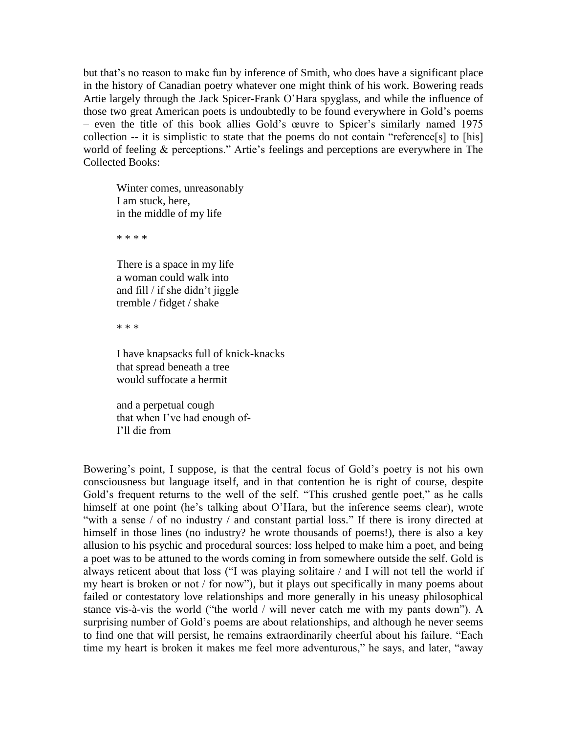but that's no reason to make fun by inference of Smith, who does have a significant place in the history of Canadian poetry whatever one might think of his work. Bowering reads Artie largely through the Jack Spicer-Frank O'Hara spyglass, and while the influence of those two great American poets is undoubtedly to be found everywhere in Gold's poems – even the title of this book allies Gold's œuvre to Spicer's similarly named 1975 collection -- it is simplistic to state that the poems do not contain "reference[s] to [his] world of feeling & perceptions." Artie's feelings and perceptions are everywhere in The Collected Books:

> Winter comes, unreasonably  
> I am stuck, here,  
> in the middle of my life
>
> * * * *
>
> There is a space in my life  
> a woman could walk into  
> and fill / if she didn't jiggle  
> tremble / fidget / shake
>
> * * *
>
> I have knapsacks full of knick-knacks  
> that spread beneath a tree  
> would suffocate a hermit
>
> and a perpetual cough  
> that when I've had enough of-  
> I'll die from

Bowering's point, I suppose, is that the central focus of Gold's poetry is not his own consciousness but language itself, and in that contention he is right of course, despite Gold's frequent returns to the well of the self. "This crushed gentle poet," as he calls himself at one point (he's talking about O'Hara, but the inference seems clear), wrote "with a sense / of no industry / and constant partial loss." If there is irony directed at himself in those lines (no industry? he wrote thousands of poems!), there is also a key allusion to his psychic and procedural sources: loss helped to make him a poet, and being a poet was to be attuned to the words coming in from somewhere outside the self. Gold is always reticent about that loss ("I was playing solitaire / and I will not tell the world if my heart is broken or not / for now"), but it plays out specifically in many poems about failed or contestatory love relationships and more generally in his uneasy philosophical stance vis-à-vis the world ("the world / will never catch me with my pants down"). A surprising number of Gold's poems are about relationships, and although he never seems to find one that will persist, he remains extraordinarily cheerful about his failure. "Each time my heart is broken it makes me feel more adventurous," he says, and later, "away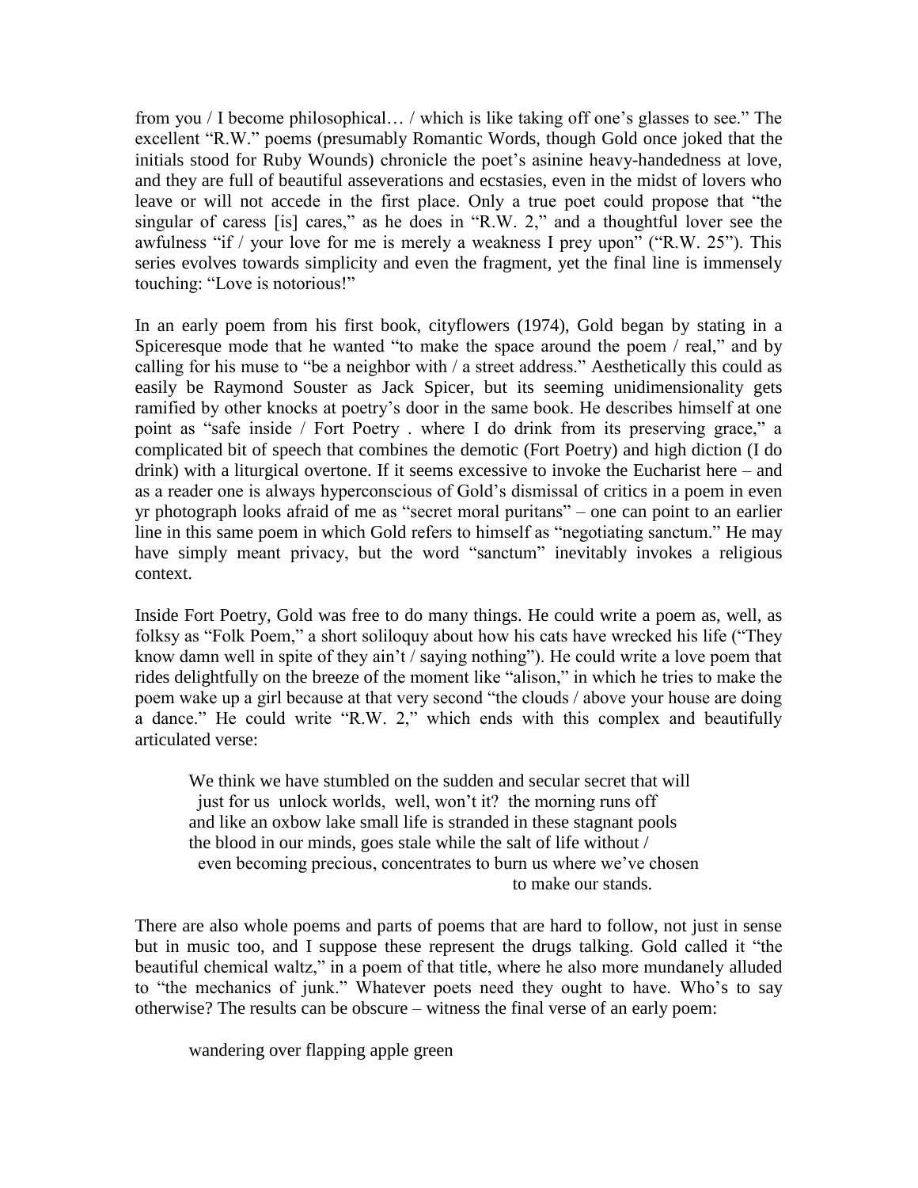from you / I become philosophical… / which is like taking off one's glasses to see." The excellent "R.W." poems (presumably Romantic Words, though Gold once joked that the initials stood for Ruby Wounds) chronicle the poet's asinine heavy-handedness at love, and they are full of beautiful asseverations and ecstasies, even in the midst of lovers who leave or will not accede in the first place. Only a true poet could propose that "the singular of caress [is] cares," as he does in "R.W. 2," and a thoughtful lover see the awfulness "if / your love for me is merely a weakness I prey upon" ("R.W. 25"). This series evolves towards simplicity and even the fragment, yet the final line is immensely touching: "Love is notorious!"

In an early poem from his first book, cityflowers (1974), Gold began by stating in a Spiceresque mode that he wanted "to make the space around the poem / real," and by calling for his muse to "be a neighbor with / a street address." Aesthetically this could as easily be Raymond Souster as Jack Spicer, but its seeming unidimensionality gets ramified by other knocks at poetry's door in the same book. He describes himself at one point as "safe inside / Fort Poetry . where I do drink from its preserving grace," a complicated bit of speech that combines the demotic (Fort Poetry) and high diction (I do drink) with a liturgical overtone. If it seems excessive to invoke the Eucharist here – and as a reader one is always hyperconscious of Gold's dismissal of critics in a poem in even yr photograph looks afraid of me as "secret moral puritans" – one can point to an earlier line in this same poem in which Gold refers to himself as "negotiating sanctum." He may have simply meant privacy, but the word "sanctum" inevitably invokes a religious context.

Inside Fort Poetry, Gold was free to do many things. He could write a poem as, well, as folksy as "Folk Poem," a short soliloquy about how his cats have wrecked his life ("They know damn well in spite of they ain't / saying nothing"). He could write a love poem that rides delightfully on the breeze of the moment like "alison," in which he tries to make the poem wake up a girl because at that very second "the clouds / above your house are doing a dance." He could write "R.W. 2," which ends with this complex and beautifully articulated verse:

> We think we have stumbled on the sudden and secular secret that will
>   just for us  unlock worlds,  well, won't it?  the morning runs off
> and like an oxbow lake small life is stranded in these stagnant pools
> the blood in our minds, goes stale while the salt of life without /
>   even becoming precious, concentrates to burn us where we've chosen
>                                                         to make our stands.

There are also whole poems and parts of poems that are hard to follow, not just in sense but in music too, and I suppose these represent the drugs talking. Gold called it "the beautiful chemical waltz," in a poem of that title, where he also more mundanely alluded to "the mechanics of junk." Whatever poets need they ought to have. Who's to say otherwise? The results can be obscure – witness the final verse of an early poem:

> wandering over flapping apple green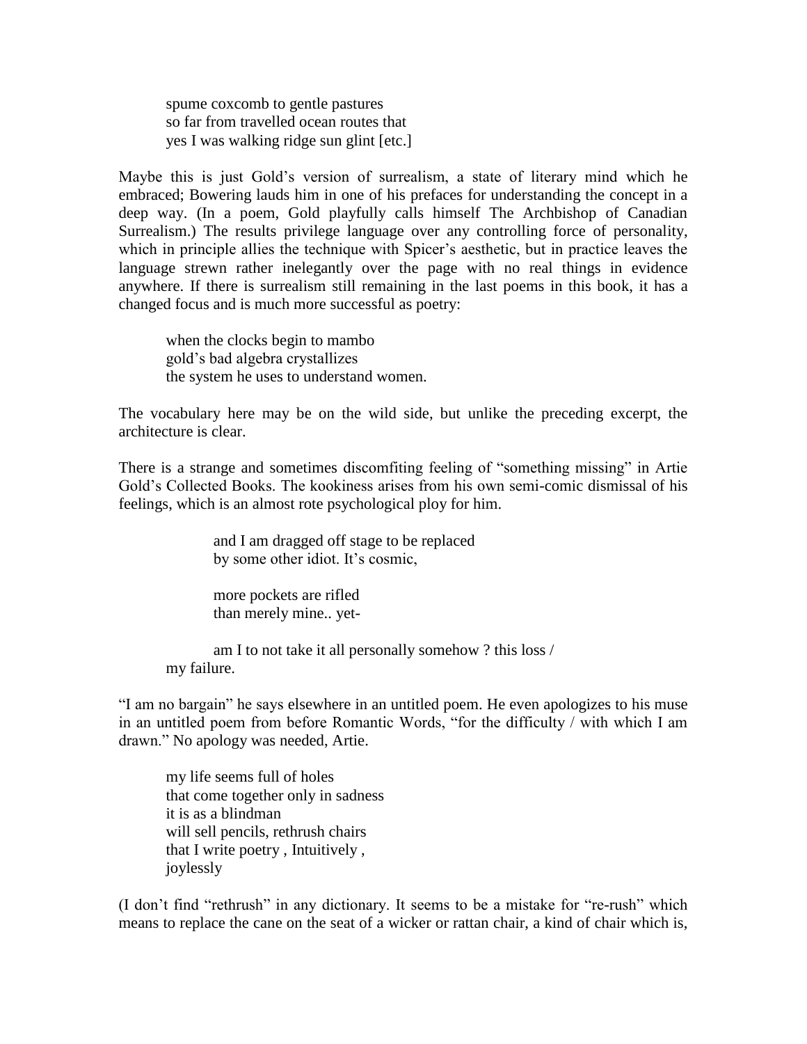> spume coxcomb to gentle pastures
> so far from travelled ocean routes that
> yes I was walking ridge sun glint [etc.]

Maybe this is just Gold's version of surrealism, a state of literary mind which he embraced; Bowering lauds him in one of his prefaces for understanding the concept in a deep way. (In a poem, Gold playfully calls himself The Archbishop of Canadian Surrealism.) The results privilege language over any controlling force of personality, which in principle allies the technique with Spicer's aesthetic, but in practice leaves the language strewn rather inelegantly over the page with no real things in evidence anywhere. If there is surrealism still remaining in the last poems in this book, it has a changed focus and is much more successful as poetry:

> when the clocks begin to mambo
> gold's bad algebra crystallizes
> the system he uses to understand women.

The vocabulary here may be on the wild side, but unlike the preceding excerpt, the architecture is clear.

There is a strange and sometimes discomfiting feeling of "something missing" in Artie Gold's Collected Books. The kookiness arises from his own semi-comic dismissal of his feelings, which is an almost rote psychological ploy for him.

> and I am dragged off stage to be replaced
> by some other idiot. It's cosmic,
>
> more pockets are rifled
> than merely mine.. yet-
>
> am I to not take it all personally somehow ? this loss /
> my failure.

"I am no bargain" he says elsewhere in an untitled poem. He even apologizes to his muse in an untitled poem from before Romantic Words, "for the difficulty / with which I am drawn." No apology was needed, Artie.

> my life seems full of holes
> that come together only in sadness
> it is as a blindman
> will sell pencils, rethrush chairs
> that I write poetry , Intuitively ,
> joylessly

(I don't find "rethrush" in any dictionary. It seems to be a mistake for "re-rush" which means to replace the cane on the seat of a wicker or rattan chair, a kind of chair which is,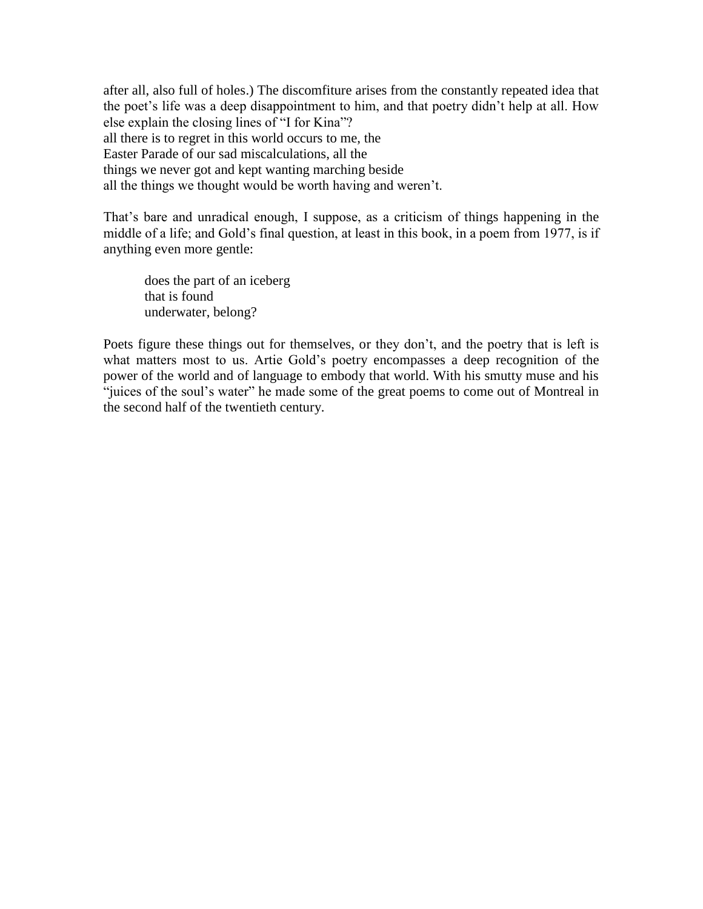after all, also full of holes.) The discomfiture arises from the constantly repeated idea that the poet's life was a deep disappointment to him, and that poetry didn't help at all. How else explain the closing lines of "I for Kina"?

all there is to regret in this world occurs to me, the
Easter Parade of our sad miscalculations, all the
things we never got and kept wanting marching beside
all the things we thought would be worth having and weren't.

That's bare and unradical enough, I suppose, as a criticism of things happening in the middle of a life; and Gold's final question, at least in this book, in a poem from 1977, is if anything even more gentle:

> does the part of an iceberg
> that is found
> underwater, belong?

Poets figure these things out for themselves, or they don't, and the poetry that is left is what matters most to us. Artie Gold's poetry encompasses a deep recognition of the power of the world and of language to embody that world. With his smutty muse and his "juices of the soul's water" he made some of the great poems to come out of Montreal in the second half of the twentieth century.